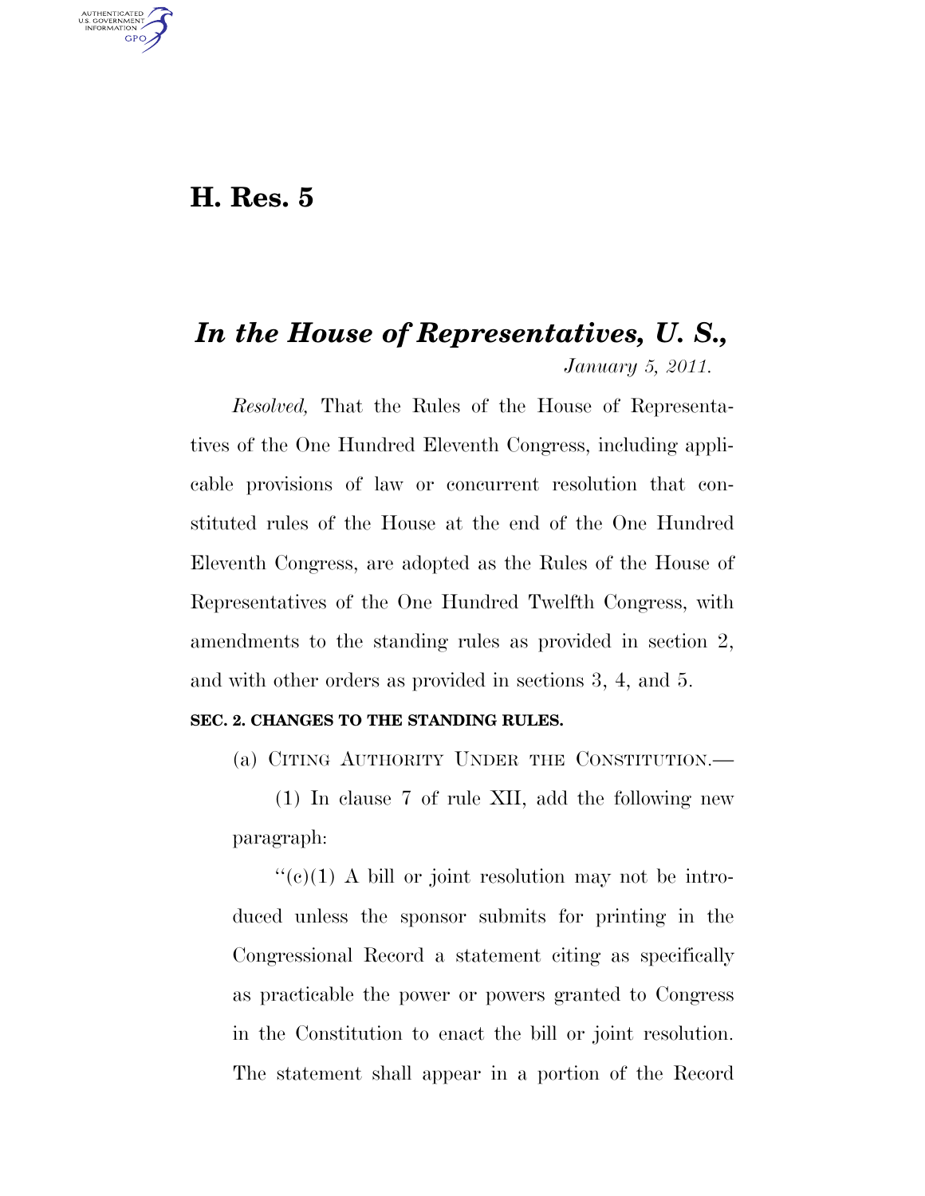# H. Res. 5

## *In the House of Representatives, U. S.,*

*January 5, 2011.*

*Resolved,* That the Rules of the House of Representatives of the One Hundred Eleventh Congress, including applicable provisions of law or concurrent resolution that constituted rules of the House at the end of the One Hundred Eleventh Congress, are adopted as the Rules of the House of Representatives of the One Hundred Twelfth Congress, with amendments to the standing rules as provided in section 2, and with other orders as provided in sections 3, 4, and 5.

**SEC. 2. CHANGES TO THE STANDING RULES.**

(a) CITING AUTHORITY UNDER THE CONSTITUTION.—

(1) In clause 7 of rule XII, add the following new paragraph:

"(c)(1) A bill or joint resolution may not be introduced unless the sponsor submits for printing in the Congressional Record a statement citing as specifically as practicable the power or powers granted to Congress in the Constitution to enact the bill or joint resolution. The statement shall appear in a portion of the Record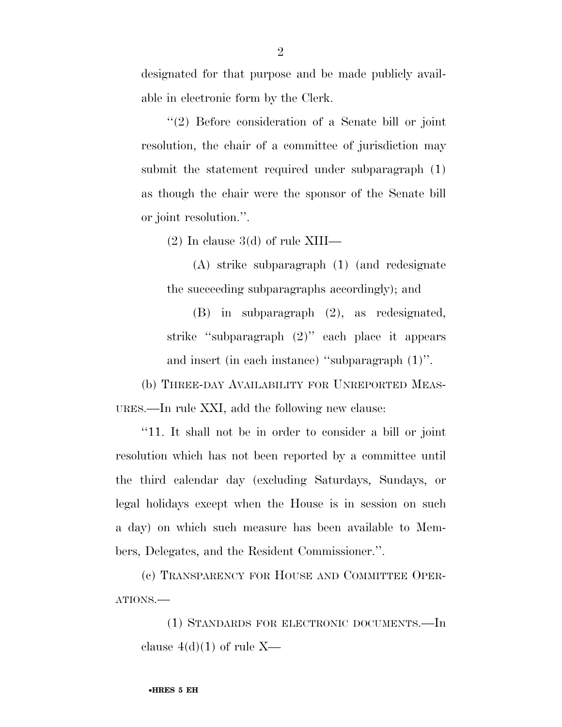designated for that purpose and be made publicly available in electronic form by the Clerk.

''(2) Before consideration of a Senate bill or joint resolution, the chair of a committee of jurisdiction may submit the statement required under subparagraph (1) as though the chair were the sponsor of the Senate bill or joint resolution.''.

(2) In clause 3(d) of rule XIII—

(A) strike subparagraph (1) (and redesignate the succeeding subparagraphs accordingly); and

(B) in subparagraph (2), as redesignated, strike ''subparagraph (2)'' each place it appears and insert (in each instance) ''subparagraph (1)''.

(b) THREE-DAY AVAILABILITY FOR UNREPORTED MEASURES.—In rule XXI, add the following new clause:

''11. It shall not be in order to consider a bill or joint resolution which has not been reported by a committee until the third calendar day (excluding Saturdays, Sundays, or legal holidays except when the House is in session on such a day) on which such measure has been available to Members, Delegates, and the Resident Commissioner.''.

(c) TRANSPARENCY FOR HOUSE AND COMMITTEE OPERATIONS.—

(1) STANDARDS FOR ELECTRONIC DOCUMENTS.—In clause 4(d)(1) of rule X—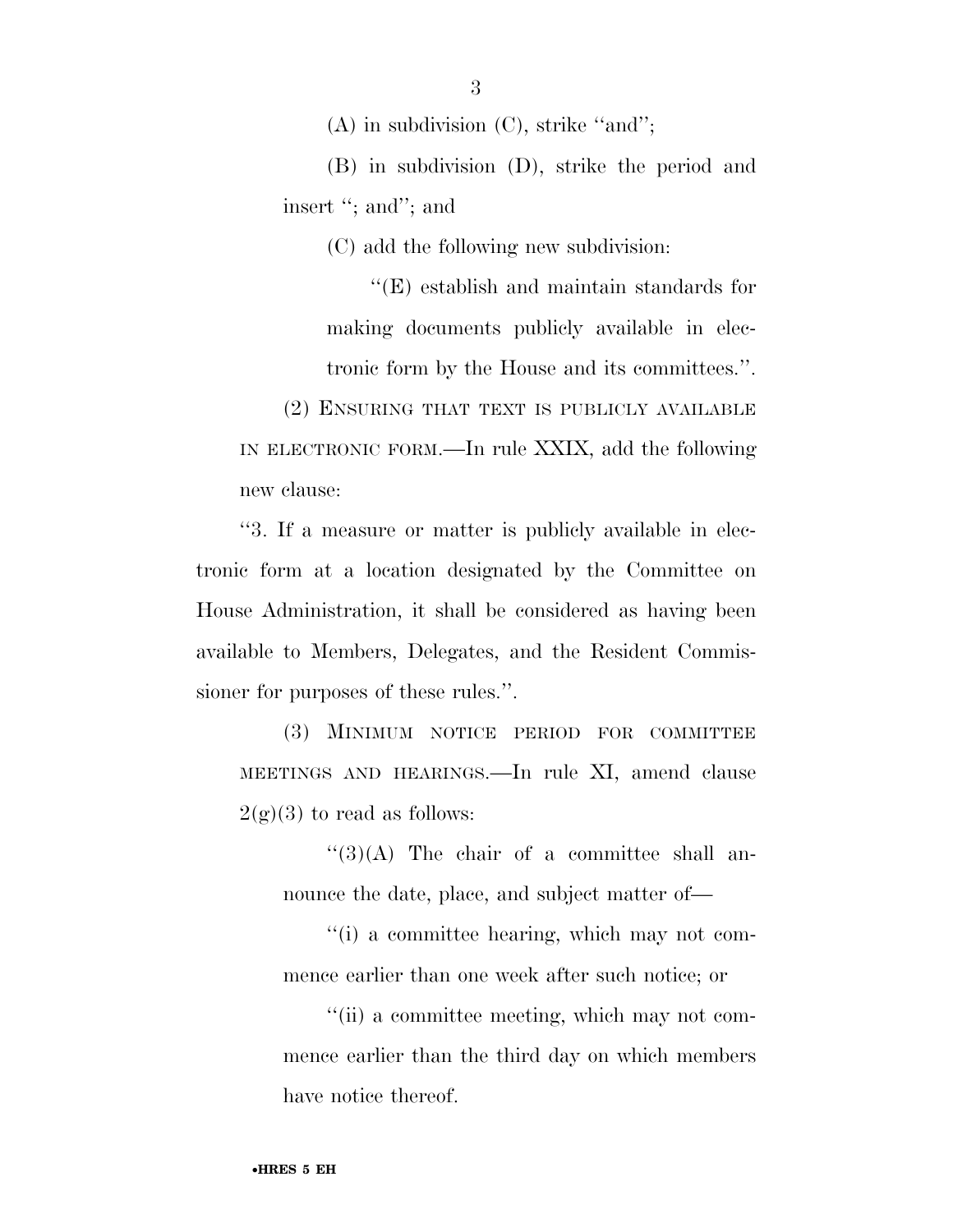(A) in subdivision (C), strike "and";

(B) in subdivision (D), strike the period and insert "; and"; and

(C) add the following new subdivision:

"(E) establish and maintain standards for making documents publicly available in electronic form by the House and its committees.".

(2) ENSURING THAT TEXT IS PUBLICLY AVAILABLE IN ELECTRONIC FORM.—In rule XXIX, add the following new clause:

"3. If a measure or matter is publicly available in electronic form at a location designated by the Committee on House Administration, it shall be considered as having been available to Members, Delegates, and the Resident Commissioner for purposes of these rules.".

(3) MINIMUM NOTICE PERIOD FOR COMMITTEE MEETINGS AND HEARINGS.—In rule XI, amend clause 2(g)(3) to read as follows:

"(3)(A) The chair of a committee shall announce the date, place, and subject matter of—

"(i) a committee hearing, which may not commence earlier than one week after such notice; or

"(ii) a committee meeting, which may not commence earlier than the third day on which members have notice thereof.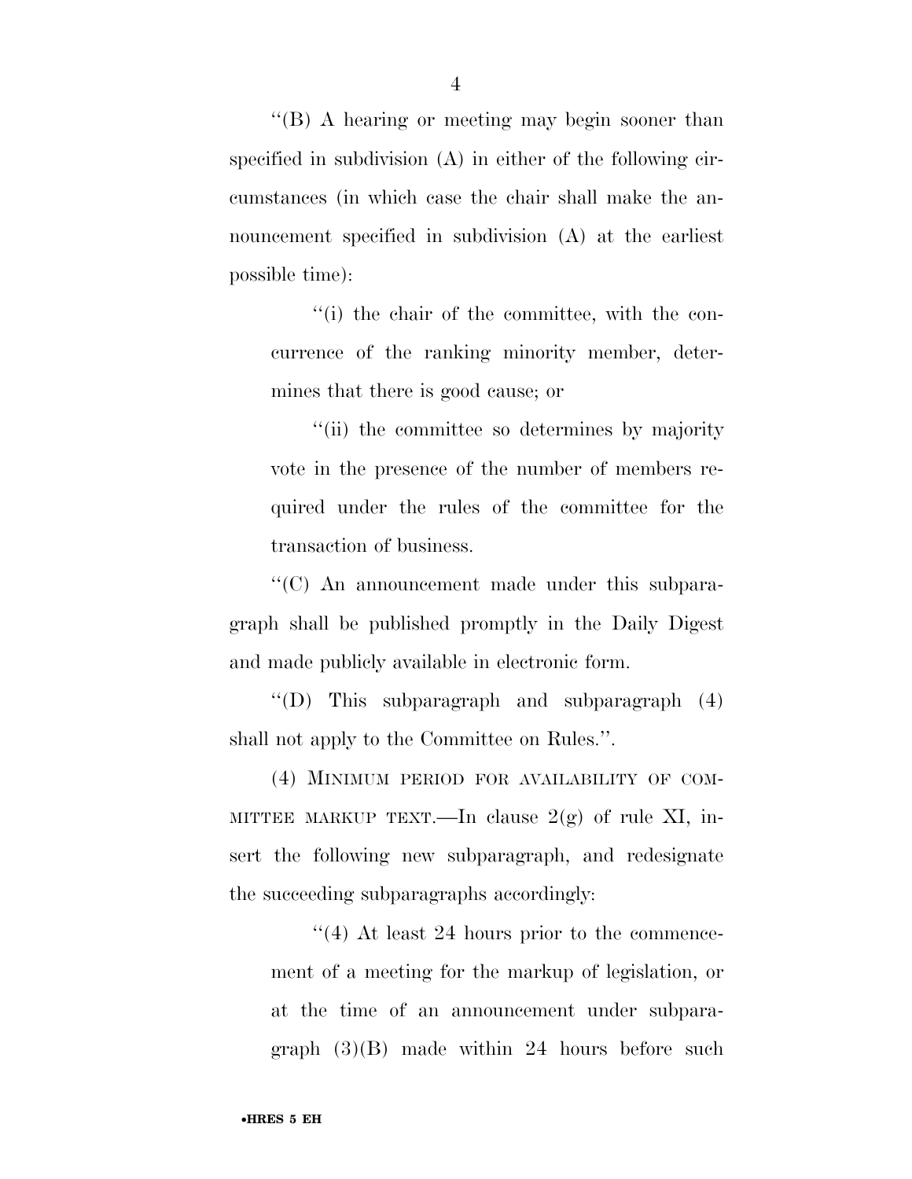''(B) A hearing or meeting may begin sooner than specified in subdivision (A) in either of the following circumstances (in which case the chair shall make the announcement specified in subdivision (A) at the earliest possible time):

''(i) the chair of the committee, with the concurrence of the ranking minority member, determines that there is good cause; or

''(ii) the committee so determines by majority vote in the presence of the number of members required under the rules of the committee for the transaction of business.

''(C) An announcement made under this subparagraph shall be published promptly in the Daily Digest and made publicly available in electronic form.

''(D) This subparagraph and subparagraph (4) shall not apply to the Committee on Rules.''.

(4) MINIMUM PERIOD FOR AVAILABILITY OF COMMITTEE MARKUP TEXT.—In clause 2(g) of rule XI, insert the following new subparagraph, and redesignate the succeeding subparagraphs accordingly:

''(4) At least 24 hours prior to the commencement of a meeting for the markup of legislation, or at the time of an announcement under subparagraph (3)(B) made within 24 hours before such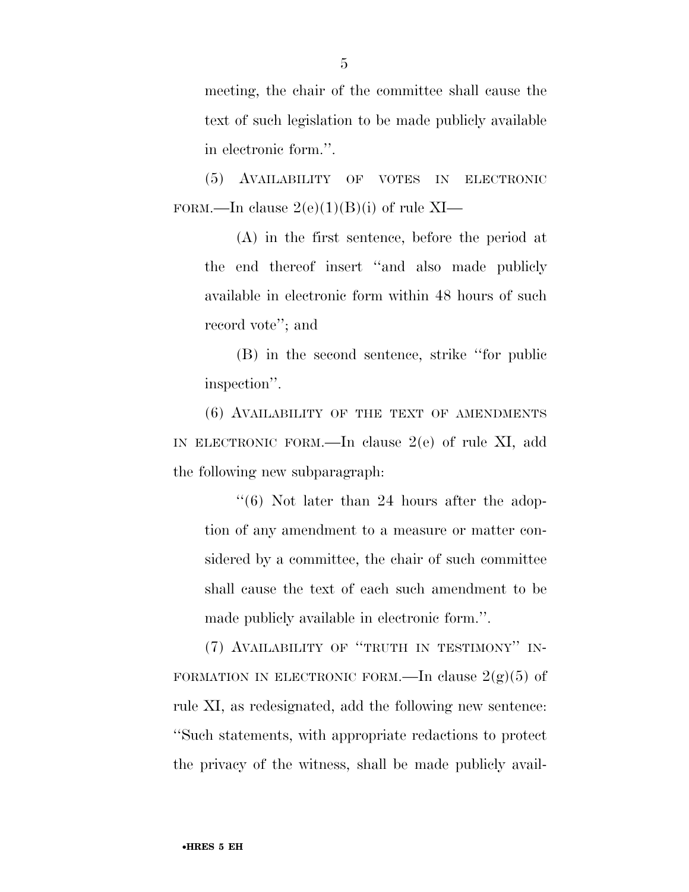meeting, the chair of the committee shall cause the text of such legislation to be made publicly available in electronic form.''.

(5) AVAILABILITY OF VOTES IN ELECTRONIC FORM.—In clause 2(e)(1)(B)(i) of rule XI—

(A) in the first sentence, before the period at the end thereof insert ''and also made publicly available in electronic form within 48 hours of such record vote''; and

(B) in the second sentence, strike ''for public inspection''.

(6) AVAILABILITY OF THE TEXT OF AMENDMENTS IN ELECTRONIC FORM.—In clause 2(e) of rule XI, add the following new subparagraph:

''(6) Not later than 24 hours after the adoption of any amendment to a measure or matter considered by a committee, the chair of such committee shall cause the text of each such amendment to be made publicly available in electronic form.''.

(7) AVAILABILITY OF ''TRUTH IN TESTIMONY'' INFORMATION IN ELECTRONIC FORM.—In clause 2(g)(5) of rule XI, as redesignated, add the following new sentence: ''Such statements, with appropriate redactions to protect the privacy of the witness, shall be made publicly avail-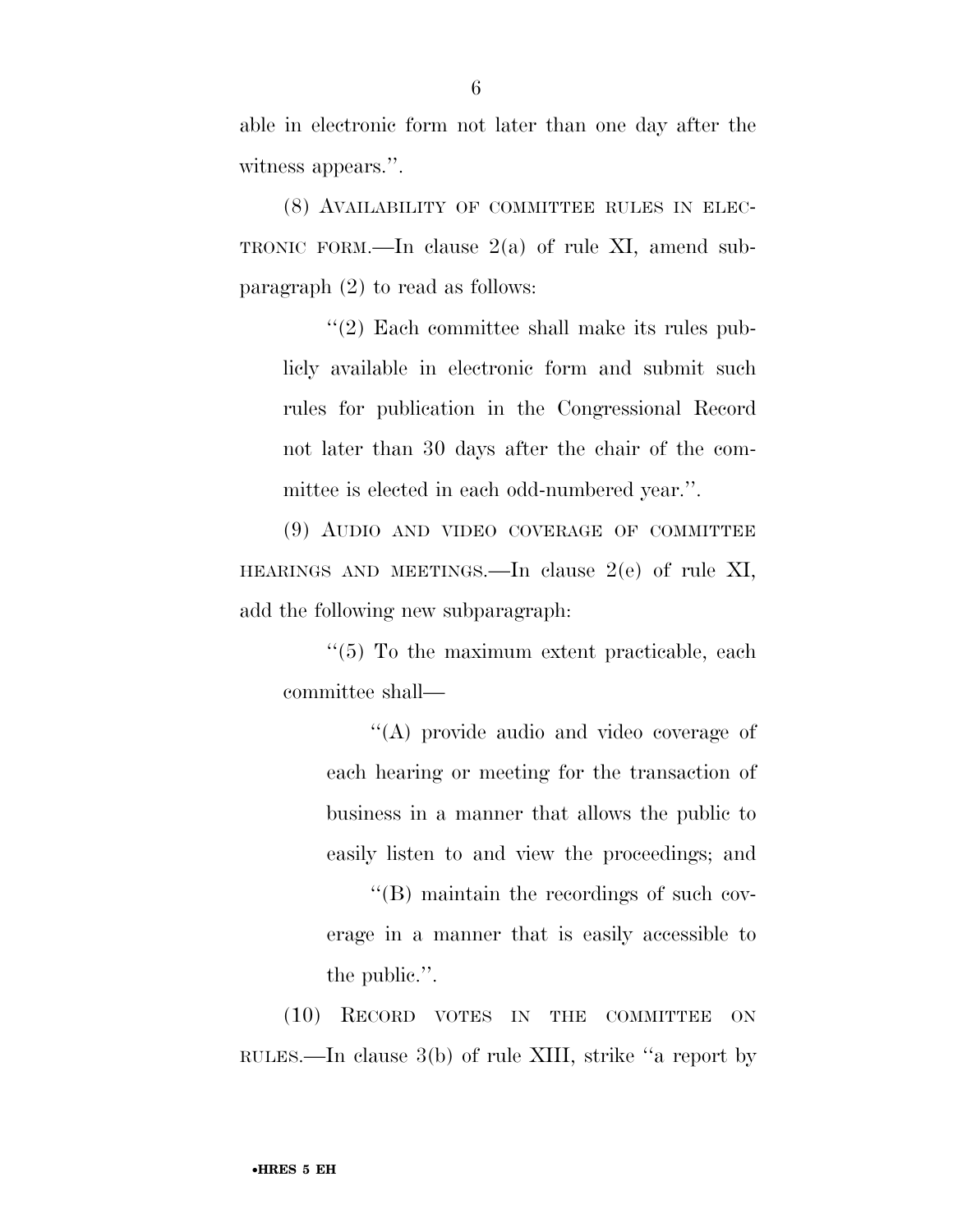able in electronic form not later than one day after the witness appears.''.

(8) AVAILABILITY OF COMMITTEE RULES IN ELECTRONIC FORM.—In clause 2(a) of rule XI, amend subparagraph (2) to read as follows:

> ''(2) Each committee shall make its rules publicly available in electronic form and submit such rules for publication in the Congressional Record not later than 30 days after the chair of the committee is elected in each odd-numbered year.''.

(9) AUDIO AND VIDEO COVERAGE OF COMMITTEE HEARINGS AND MEETINGS.—In clause 2(e) of rule XI, add the following new subparagraph:

> ''(5) To the maximum extent practicable, each committee shall—
>
> > ''(A) provide audio and video coverage of each hearing or meeting for the transaction of business in a manner that allows the public to easily listen to and view the proceedings; and
> >
> > ''(B) maintain the recordings of such coverage in a manner that is easily accessible to the public.''.

(10) RECORD VOTES IN THE COMMITTEE ON RULES.—In clause 3(b) of rule XIII, strike ''a report by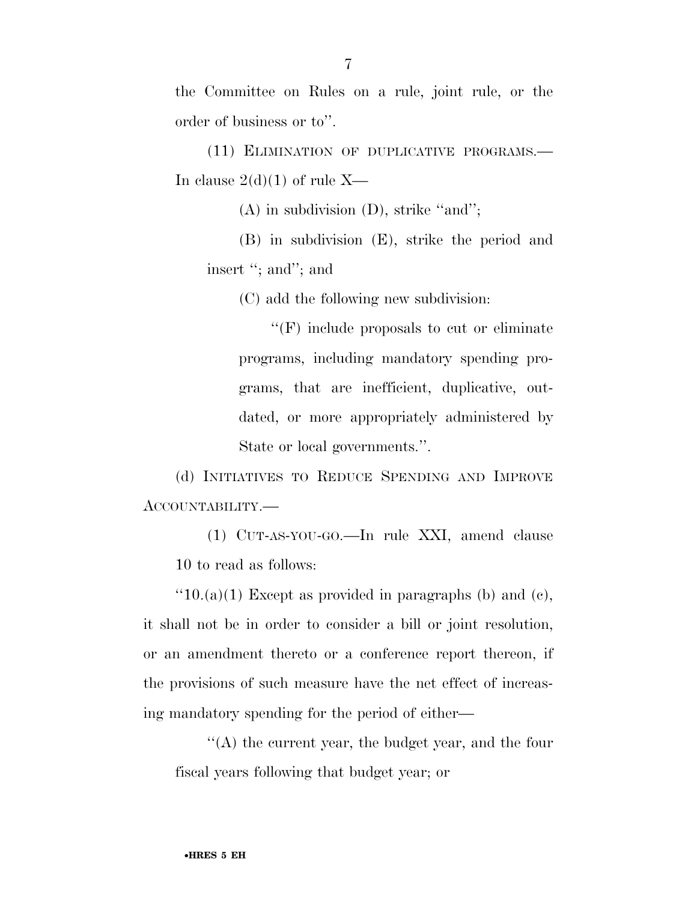the Committee on Rules on a rule, joint rule, or the order of business or to''.

(11) ELIMINATION OF DUPLICATIVE PROGRAMS.—In clause 2(d)(1) of rule X—

(A) in subdivision (D), strike ''and'';

(B) in subdivision (E), strike the period and insert ''; and''; and

(C) add the following new subdivision:

''(F) include proposals to cut or eliminate programs, including mandatory spending programs, that are inefficient, duplicative, outdated, or more appropriately administered by State or local governments.''.

(d) INITIATIVES TO REDUCE SPENDING AND IMPROVE ACCOUNTABILITY.—

(1) CUT-AS-YOU-GO.—In rule XXI, amend clause 10 to read as follows:

''10.(a)(1) Except as provided in paragraphs (b) and (c), it shall not be in order to consider a bill or joint resolution, or an amendment thereto or a conference report thereon, if the provisions of such measure have the net effect of increasing mandatory spending for the period of either—

''(A) the current year, the budget year, and the four fiscal years following that budget year; or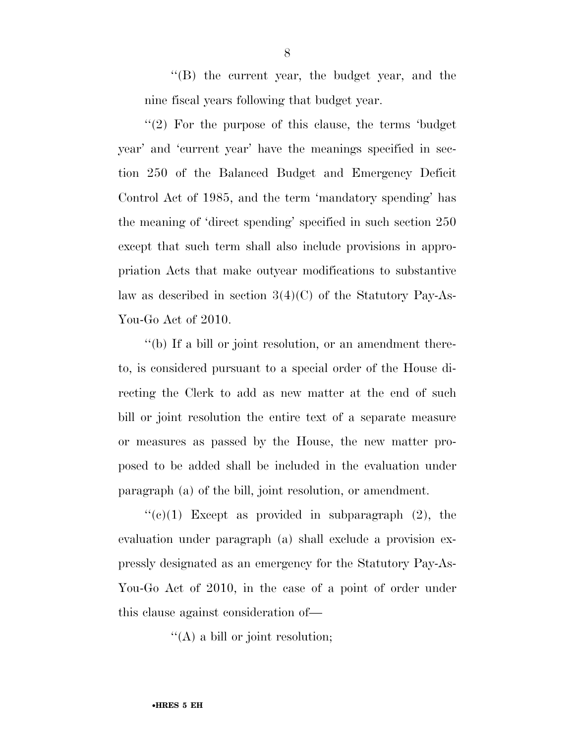''(B) the current year, the budget year, and the nine fiscal years following that budget year.

''(2) For the purpose of this clause, the terms 'budget year' and 'current year' have the meanings specified in section 250 of the Balanced Budget and Emergency Deficit Control Act of 1985, and the term 'mandatory spending' has the meaning of 'direct spending' specified in such section 250 except that such term shall also include provisions in appropriation Acts that make outyear modifications to substantive law as described in section 3(4)(C) of the Statutory Pay-As-You-Go Act of 2010.

''(b) If a bill or joint resolution, or an amendment thereto, is considered pursuant to a special order of the House directing the Clerk to add as new matter at the end of such bill or joint resolution the entire text of a separate measure or measures as passed by the House, the new matter proposed to be added shall be included in the evaluation under paragraph (a) of the bill, joint resolution, or amendment.

''(c)(1) Except as provided in subparagraph (2), the evaluation under paragraph (a) shall exclude a provision expressly designated as an emergency for the Statutory Pay-As-You-Go Act of 2010, in the case of a point of order under this clause against consideration of—

''(A) a bill or joint resolution;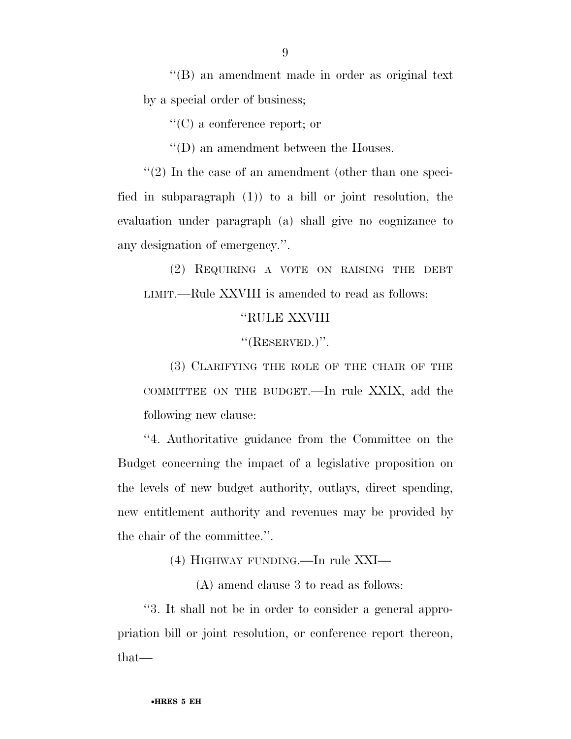''(B) an amendment made in order as original text by a special order of business;

''(C) a conference report; or

''(D) an amendment between the Houses.

''(2) In the case of an amendment (other than one specified in subparagraph (1)) to a bill or joint resolution, the evaluation under paragraph (a) shall give no cognizance to any designation of emergency.''.

(2) REQUIRING A VOTE ON RAISING THE DEBT LIMIT.—Rule XXVIII is amended to read as follows:

''RULE XXVIII

''(RESERVED.)''.

(3) CLARIFYING THE ROLE OF THE CHAIR OF THE COMMITTEE ON THE BUDGET.—In rule XXIX, add the following new clause:

''4. Authoritative guidance from the Committee on the Budget concerning the impact of a legislative proposition on the levels of new budget authority, outlays, direct spending, new entitlement authority and revenues may be provided by the chair of the committee.''.

(4) HIGHWAY FUNDING.—In rule XXI—

(A) amend clause 3 to read as follows:

''3. It shall not be in order to consider a general appropriation bill or joint resolution, or conference report thereon, that—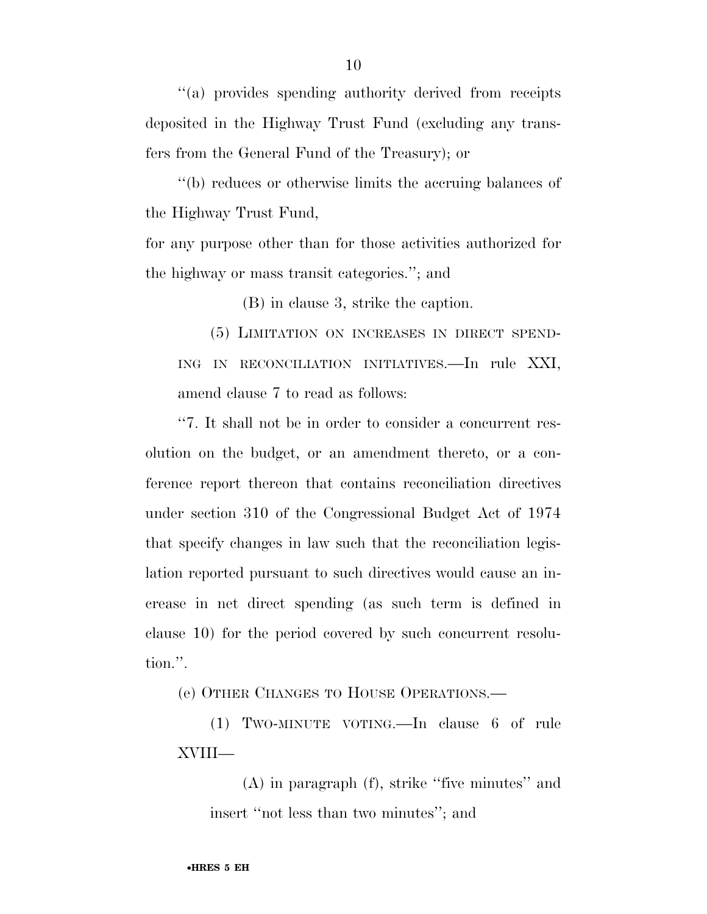''(a) provides spending authority derived from receipts deposited in the Highway Trust Fund (excluding any transfers from the General Fund of the Treasury); or

''(b) reduces or otherwise limits the accruing balances of the Highway Trust Fund,

for any purpose other than for those activities authorized for the highway or mass transit categories.''; and

(B) in clause 3, strike the caption.

(5) LIMITATION ON INCREASES IN DIRECT SPENDING IN RECONCILIATION INITIATIVES.—In rule XXI, amend clause 7 to read as follows:

''7. It shall not be in order to consider a concurrent resolution on the budget, or an amendment thereto, or a conference report thereon that contains reconciliation directives under section 310 of the Congressional Budget Act of 1974 that specify changes in law such that the reconciliation legislation reported pursuant to such directives would cause an increase in net direct spending (as such term is defined in clause 10) for the period covered by such concurrent resolution.''.

(e) OTHER CHANGES TO HOUSE OPERATIONS.—

(1) TWO-MINUTE VOTING.—In clause 6 of rule XVIII—

(A) in paragraph (f), strike ''five minutes'' and insert ''not less than two minutes''; and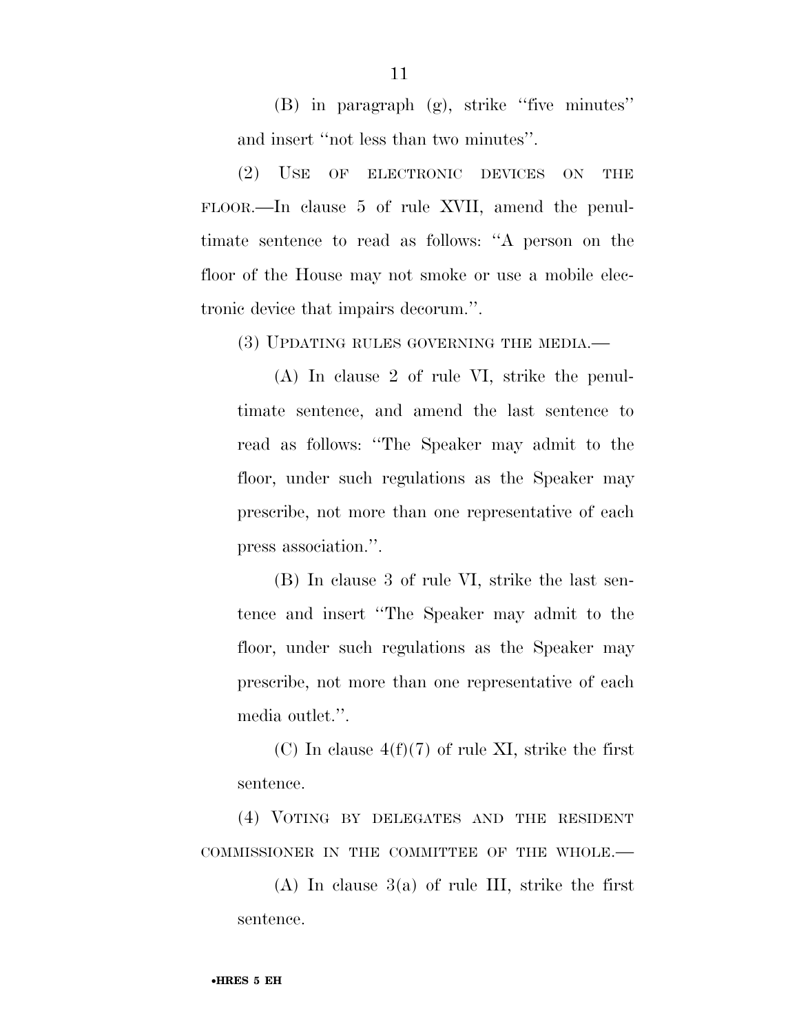(B) in paragraph (g), strike ''five minutes'' and insert ''not less than two minutes''.

(2) USE OF ELECTRONIC DEVICES ON THE FLOOR.—In clause 5 of rule XVII, amend the penultimate sentence to read as follows: ''A person on the floor of the House may not smoke or use a mobile electronic device that impairs decorum.''.

(3) UPDATING RULES GOVERNING THE MEDIA.—

(A) In clause 2 of rule VI, strike the penultimate sentence, and amend the last sentence to read as follows: ''The Speaker may admit to the floor, under such regulations as the Speaker may prescribe, not more than one representative of each press association.''.

(B) In clause 3 of rule VI, strike the last sentence and insert ''The Speaker may admit to the floor, under such regulations as the Speaker may prescribe, not more than one representative of each media outlet.''.

(C) In clause 4(f)(7) of rule XI, strike the first sentence.

(4) VOTING BY DELEGATES AND THE RESIDENT COMMISSIONER IN THE COMMITTEE OF THE WHOLE.—

(A) In clause 3(a) of rule III, strike the first sentence.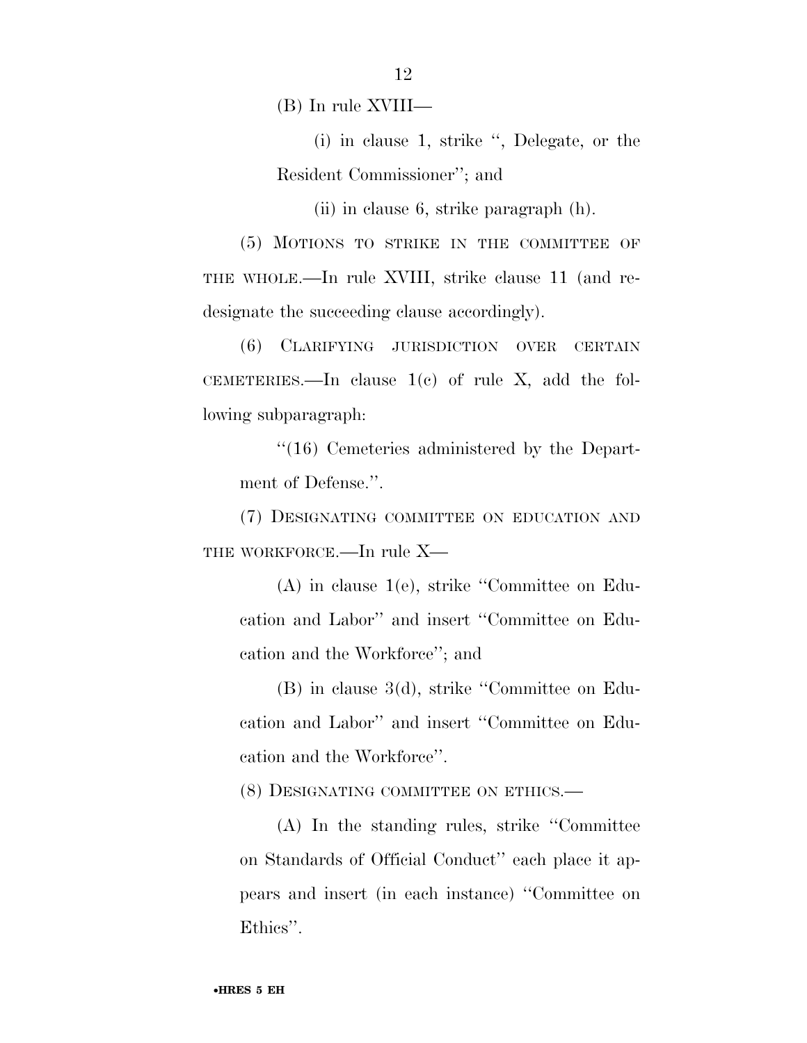(B) In rule XVIII—

(i) in clause 1, strike ", Delegate, or the Resident Commissioner"; and

(ii) in clause 6, strike paragraph (h).

(5) MOTIONS TO STRIKE IN THE COMMITTEE OF THE WHOLE.—In rule XVIII, strike clause 11 (and redesignate the succeeding clause accordingly).

(6) CLARIFYING JURISDICTION OVER CERTAIN CEMETERIES.—In clause 1(c) of rule X, add the following subparagraph:

"(16) Cemeteries administered by the Department of Defense.".

(7) DESIGNATING COMMITTEE ON EDUCATION AND THE WORKFORCE.—In rule X—

(A) in clause 1(e), strike "Committee on Education and Labor" and insert "Committee on Education and the Workforce"; and

(B) in clause 3(d), strike "Committee on Education and Labor" and insert "Committee on Education and the Workforce".

(8) DESIGNATING COMMITTEE ON ETHICS.—

(A) In the standing rules, strike "Committee on Standards of Official Conduct" each place it appears and insert (in each instance) "Committee on Ethics".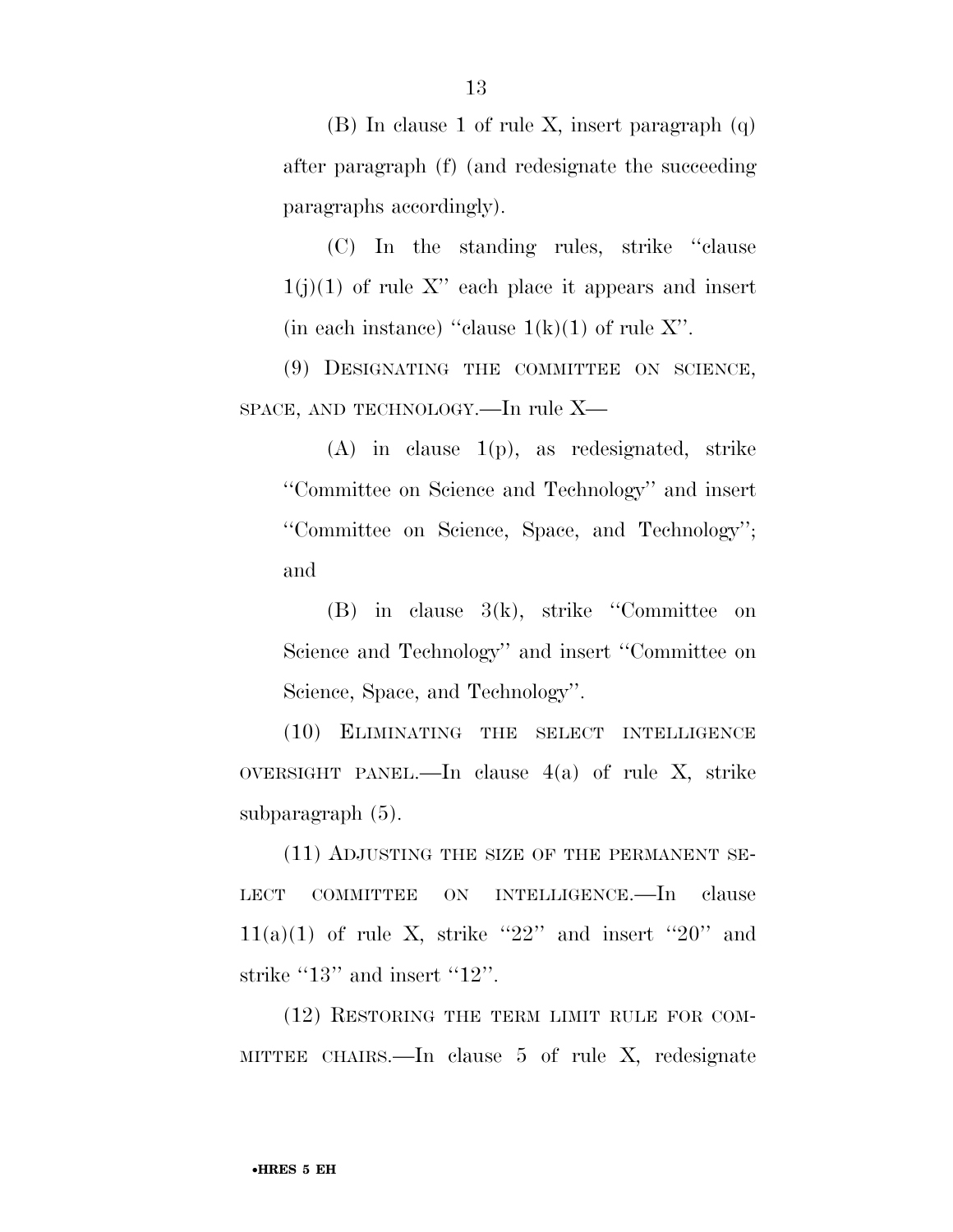(B) In clause 1 of rule X, insert paragraph (q) after paragraph (f) (and redesignate the succeeding paragraphs accordingly).

(C) In the standing rules, strike ''clause 1(j)(1) of rule X'' each place it appears and insert (in each instance) ''clause 1(k)(1) of rule X''.

(9) DESIGNATING THE COMMITTEE ON SCIENCE, SPACE, AND TECHNOLOGY.—In rule X—

(A) in clause 1(p), as redesignated, strike ''Committee on Science and Technology'' and insert ''Committee on Science, Space, and Technology''; and

(B) in clause 3(k), strike ''Committee on Science and Technology'' and insert ''Committee on Science, Space, and Technology''.

(10) ELIMINATING THE SELECT INTELLIGENCE OVERSIGHT PANEL.—In clause 4(a) of rule X, strike subparagraph (5).

(11) ADJUSTING THE SIZE OF THE PERMANENT SELECT COMMITTEE ON INTELLIGENCE.—In clause 11(a)(1) of rule X, strike ''22'' and insert ''20'' and strike ''13'' and insert ''12''.

(12) RESTORING THE TERM LIMIT RULE FOR COMMITTEE CHAIRS.—In clause 5 of rule X, redesignate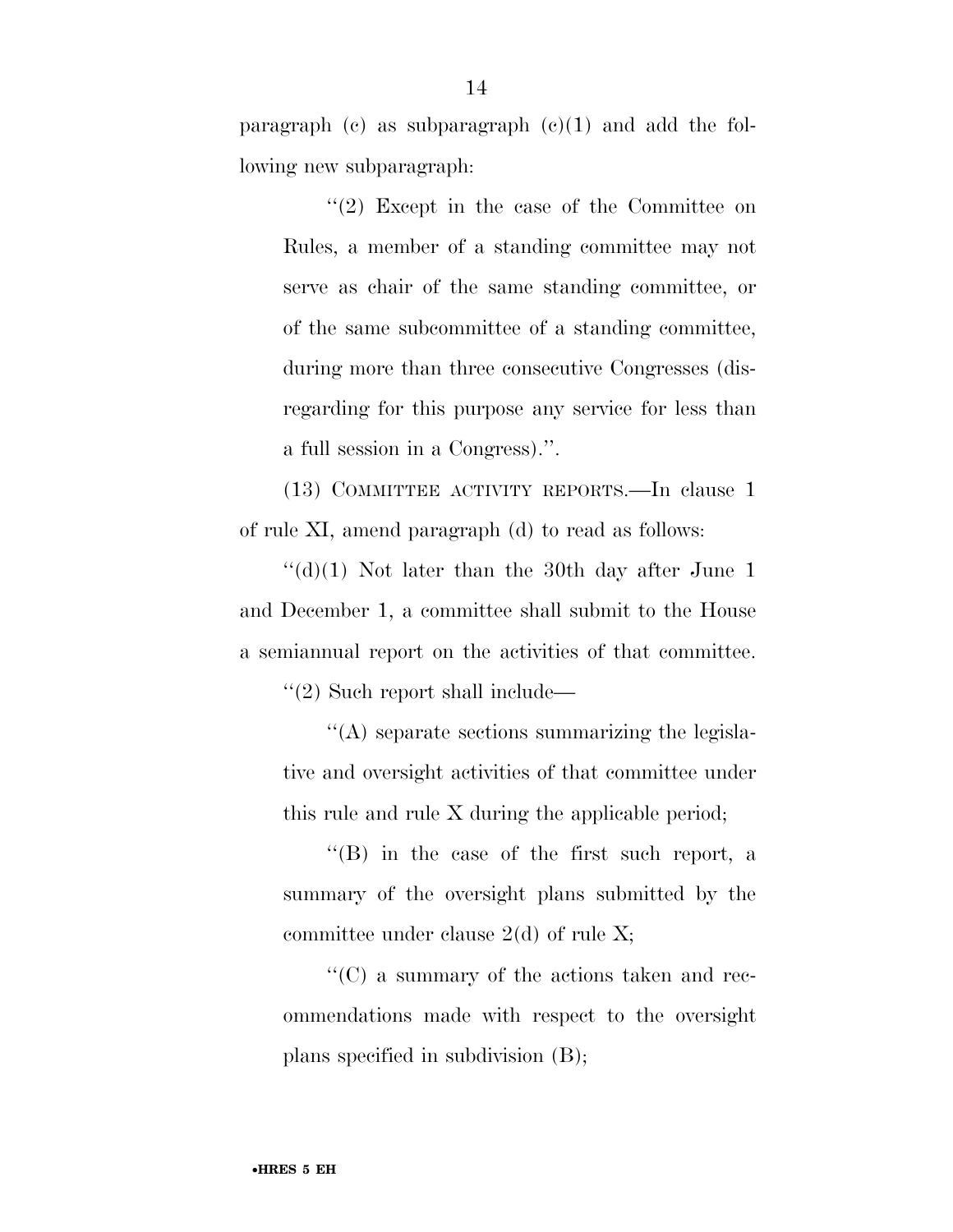paragraph (c) as subparagraph (c)(1) and add the following new subparagraph:

> ''(2) Except in the case of the Committee on Rules, a member of a standing committee may not serve as chair of the same standing committee, or of the same subcommittee of a standing committee, during more than three consecutive Congresses (disregarding for this purpose any service for less than a full session in a Congress).''.

(13) COMMITTEE ACTIVITY REPORTS.—In clause 1 of rule XI, amend paragraph (d) to read as follows:

''(d)(1) Not later than the 30th day after June 1 and December 1, a committee shall submit to the House a semiannual report on the activities of that committee.

''(2) Such report shall include—

> ''(A) separate sections summarizing the legislative and oversight activities of that committee under this rule and rule X during the applicable period;
>
> ''(B) in the case of the first such report, a summary of the oversight plans submitted by the committee under clause 2(d) of rule X;
>
> ''(C) a summary of the actions taken and recommendations made with respect to the oversight plans specified in subdivision (B);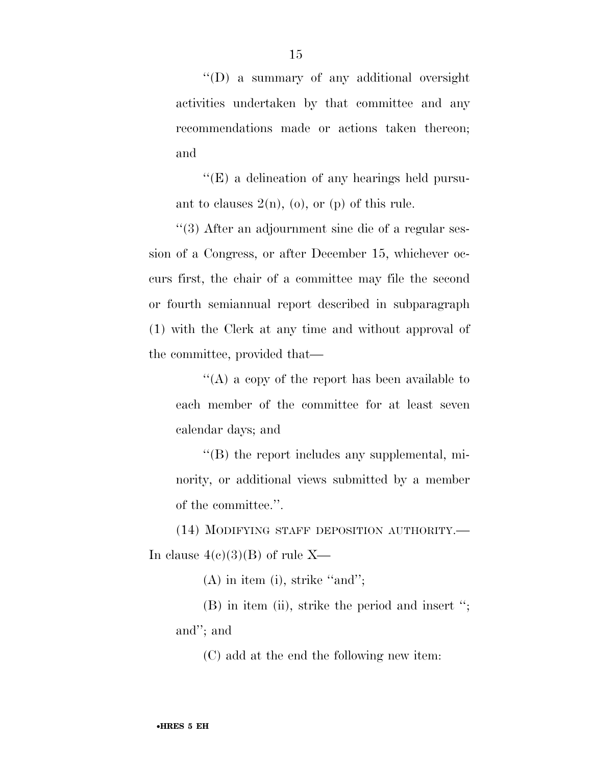''(D) a summary of any additional oversight activities undertaken by that committee and any recommendations made or actions taken thereon; and

''(E) a delineation of any hearings held pursuant to clauses 2(n), (o), or (p) of this rule.

''(3) After an adjournment sine die of a regular session of a Congress, or after December 15, whichever occurs first, the chair of a committee may file the second or fourth semiannual report described in subparagraph (1) with the Clerk at any time and without approval of the committee, provided that—

''(A) a copy of the report has been available to each member of the committee for at least seven calendar days; and

''(B) the report includes any supplemental, minority, or additional views submitted by a member of the committee.''.

(14) MODIFYING STAFF DEPOSITION AUTHORITY.—In clause 4(c)(3)(B) of rule X—

(A) in item (i), strike ''and'';

(B) in item (ii), strike the period and insert ''; and''; and

(C) add at the end the following new item: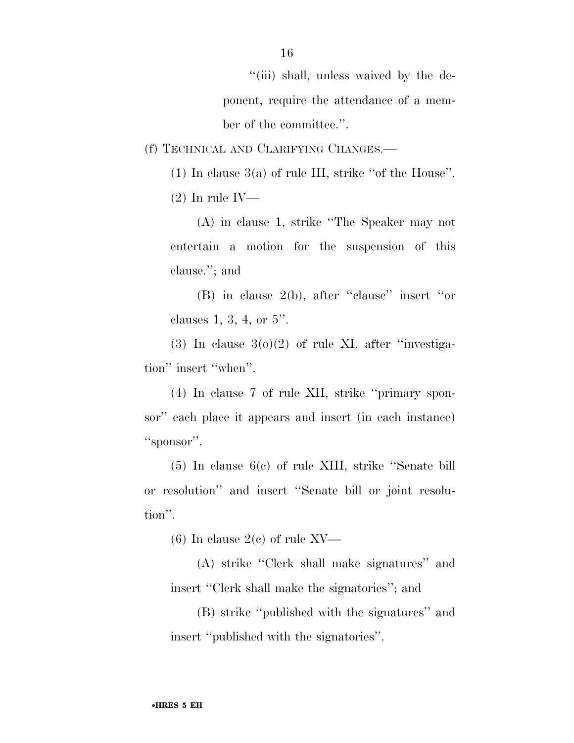''(iii) shall, unless waived by the deponent, require the attendance of a member of the committee.''.

(f) TECHNICAL AND CLARIFYING CHANGES.—

(1) In clause 3(a) of rule III, strike ''of the House''.

(2) In rule IV—

(A) in clause 1, strike ''The Speaker may not entertain a motion for the suspension of this clause.''; and

(B) in clause 2(b), after ''clause'' insert ''or clauses 1, 3, 4, or 5''.

(3) In clause 3(o)(2) of rule XI, after ''investigation'' insert ''when''.

(4) In clause 7 of rule XII, strike ''primary sponsor'' each place it appears and insert (in each instance) ''sponsor''.

(5) In clause 6(c) of rule XIII, strike ''Senate bill or resolution'' and insert ''Senate bill or joint resolution''.

(6) In clause 2(c) of rule XV—

(A) strike ''Clerk shall make signatures'' and insert ''Clerk shall make the signatories''; and

(B) strike ''published with the signatures'' and insert ''published with the signatories''.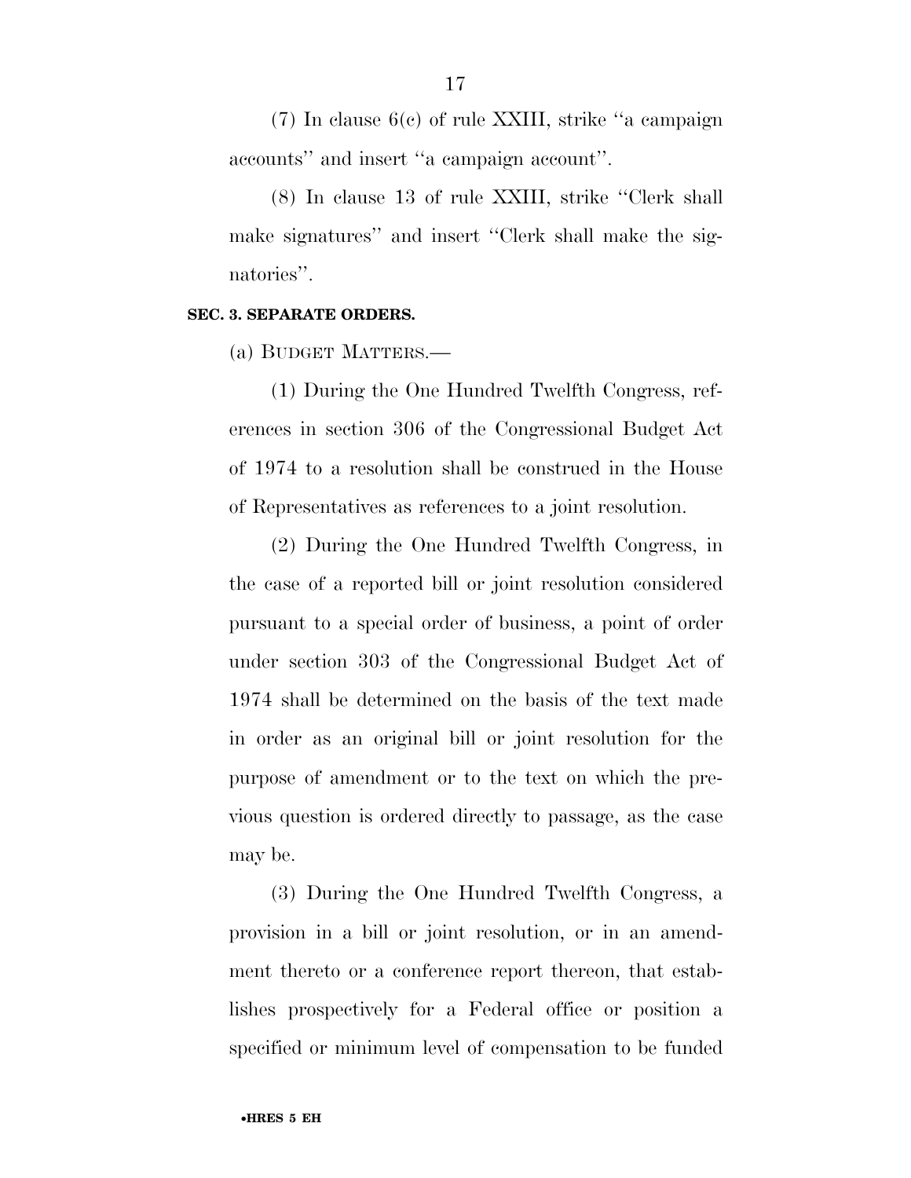(7) In clause 6(c) of rule XXIII, strike ''a campaign accounts'' and insert ''a campaign account''.

(8) In clause 13 of rule XXIII, strike ''Clerk shall make signatures'' and insert ''Clerk shall make the signatories''.

**SEC. 3. SEPARATE ORDERS.**

(a) BUDGET MATTERS.—

(1) During the One Hundred Twelfth Congress, references in section 306 of the Congressional Budget Act of 1974 to a resolution shall be construed in the House of Representatives as references to a joint resolution.

(2) During the One Hundred Twelfth Congress, in the case of a reported bill or joint resolution considered pursuant to a special order of business, a point of order under section 303 of the Congressional Budget Act of 1974 shall be determined on the basis of the text made in order as an original bill or joint resolution for the purpose of amendment or to the text on which the previous question is ordered directly to passage, as the case may be.

(3) During the One Hundred Twelfth Congress, a provision in a bill or joint resolution, or in an amendment thereto or a conference report thereon, that establishes prospectively for a Federal office or position a specified or minimum level of compensation to be funded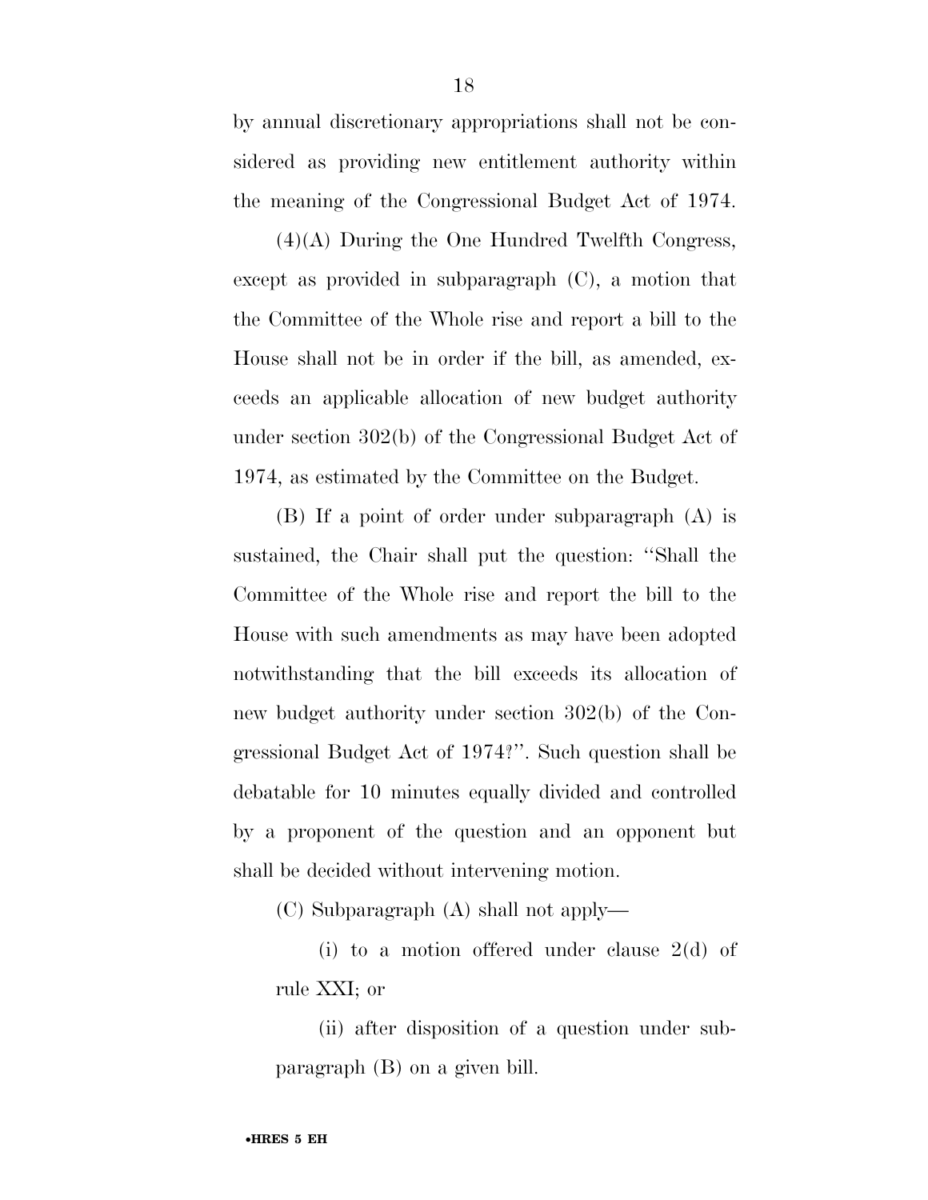by annual discretionary appropriations shall not be considered as providing new entitlement authority within the meaning of the Congressional Budget Act of 1974.

(4)(A) During the One Hundred Twelfth Congress, except as provided in subparagraph (C), a motion that the Committee of the Whole rise and report a bill to the House shall not be in order if the bill, as amended, exceeds an applicable allocation of new budget authority under section 302(b) of the Congressional Budget Act of 1974, as estimated by the Committee on the Budget.

(B) If a point of order under subparagraph (A) is sustained, the Chair shall put the question: ''Shall the Committee of the Whole rise and report the bill to the House with such amendments as may have been adopted notwithstanding that the bill exceeds its allocation of new budget authority under section 302(b) of the Congressional Budget Act of 1974?''. Such question shall be debatable for 10 minutes equally divided and controlled by a proponent of the question and an opponent but shall be decided without intervening motion.

(C) Subparagraph (A) shall not apply—

(i) to a motion offered under clause 2(d) of rule XXI; or

(ii) after disposition of a question under subparagraph (B) on a given bill.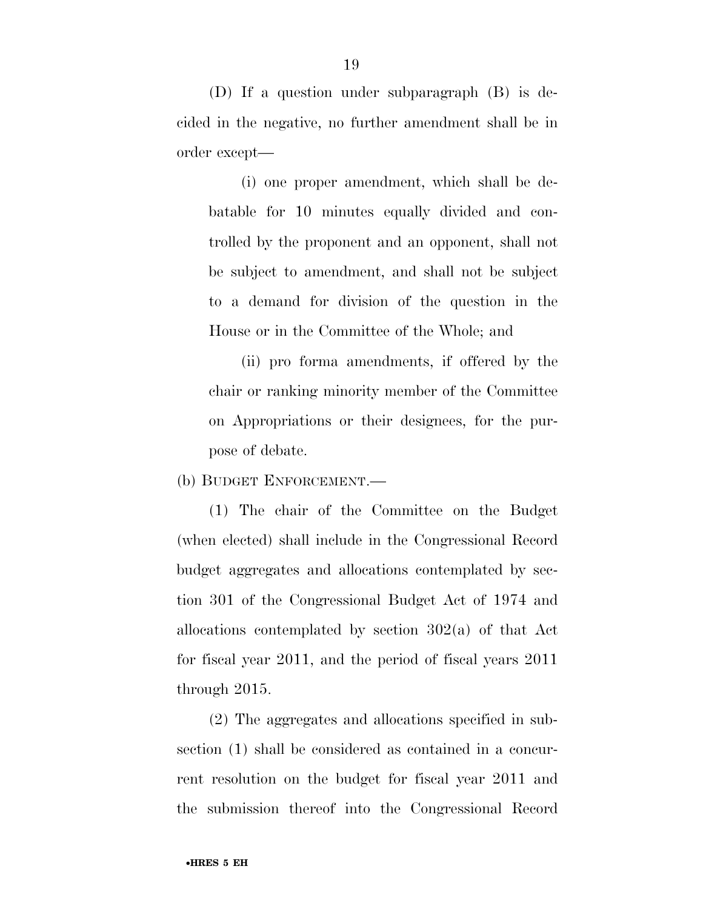(D) If a question under subparagraph (B) is decided in the negative, no further amendment shall be in order except—

(i) one proper amendment, which shall be debatable for 10 minutes equally divided and controlled by the proponent and an opponent, shall not be subject to amendment, and shall not be subject to a demand for division of the question in the House or in the Committee of the Whole; and

(ii) pro forma amendments, if offered by the chair or ranking minority member of the Committee on Appropriations or their designees, for the purpose of debate.

(b) BUDGET ENFORCEMENT.—

(1) The chair of the Committee on the Budget (when elected) shall include in the Congressional Record budget aggregates and allocations contemplated by section 301 of the Congressional Budget Act of 1974 and allocations contemplated by section 302(a) of that Act for fiscal year 2011, and the period of fiscal years 2011 through 2015.

(2) The aggregates and allocations specified in subsection (1) shall be considered as contained in a concurrent resolution on the budget for fiscal year 2011 and the submission thereof into the Congressional Record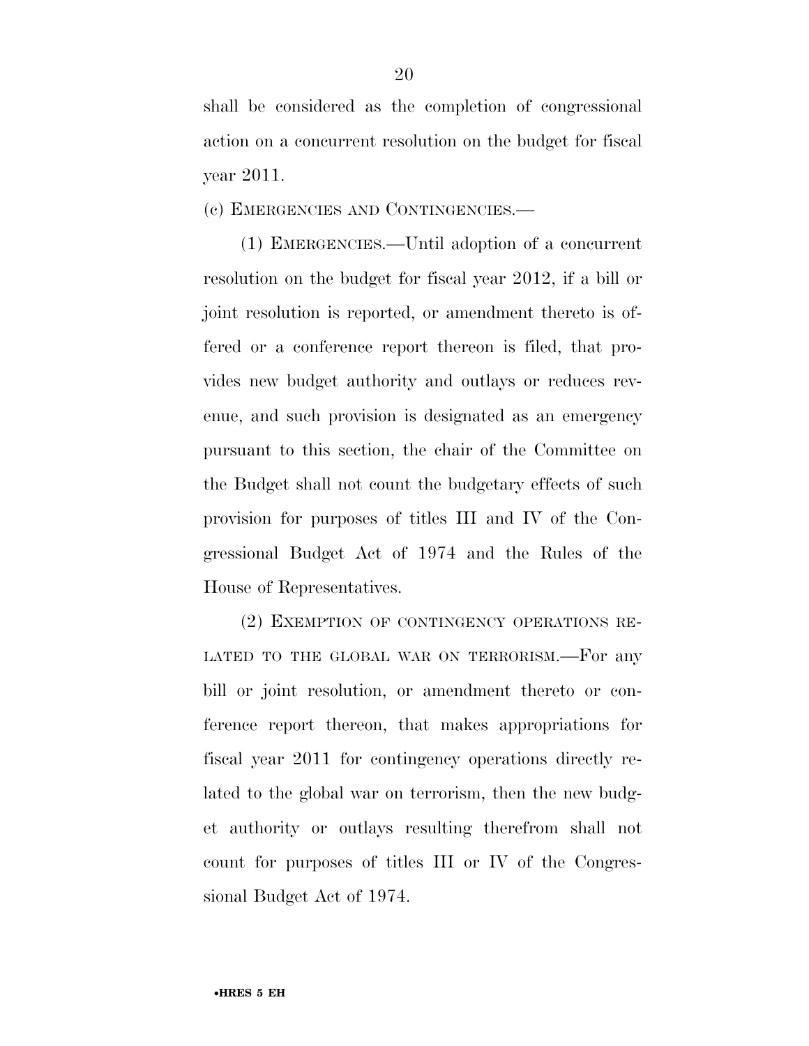shall be considered as the completion of congressional action on a concurrent resolution on the budget for fiscal year 2011.

(c) EMERGENCIES AND CONTINGENCIES.—

(1) EMERGENCIES.—Until adoption of a concurrent resolution on the budget for fiscal year 2012, if a bill or joint resolution is reported, or amendment thereto is offered or a conference report thereon is filed, that provides new budget authority and outlays or reduces revenue, and such provision is designated as an emergency pursuant to this section, the chair of the Committee on the Budget shall not count the budgetary effects of such provision for purposes of titles III and IV of the Congressional Budget Act of 1974 and the Rules of the House of Representatives.

(2) EXEMPTION OF CONTINGENCY OPERATIONS RELATED TO THE GLOBAL WAR ON TERRORISM.—For any bill or joint resolution, or amendment thereto or conference report thereon, that makes appropriations for fiscal year 2011 for contingency operations directly related to the global war on terrorism, then the new budget authority or outlays resulting therefrom shall not count for purposes of titles III or IV of the Congressional Budget Act of 1974.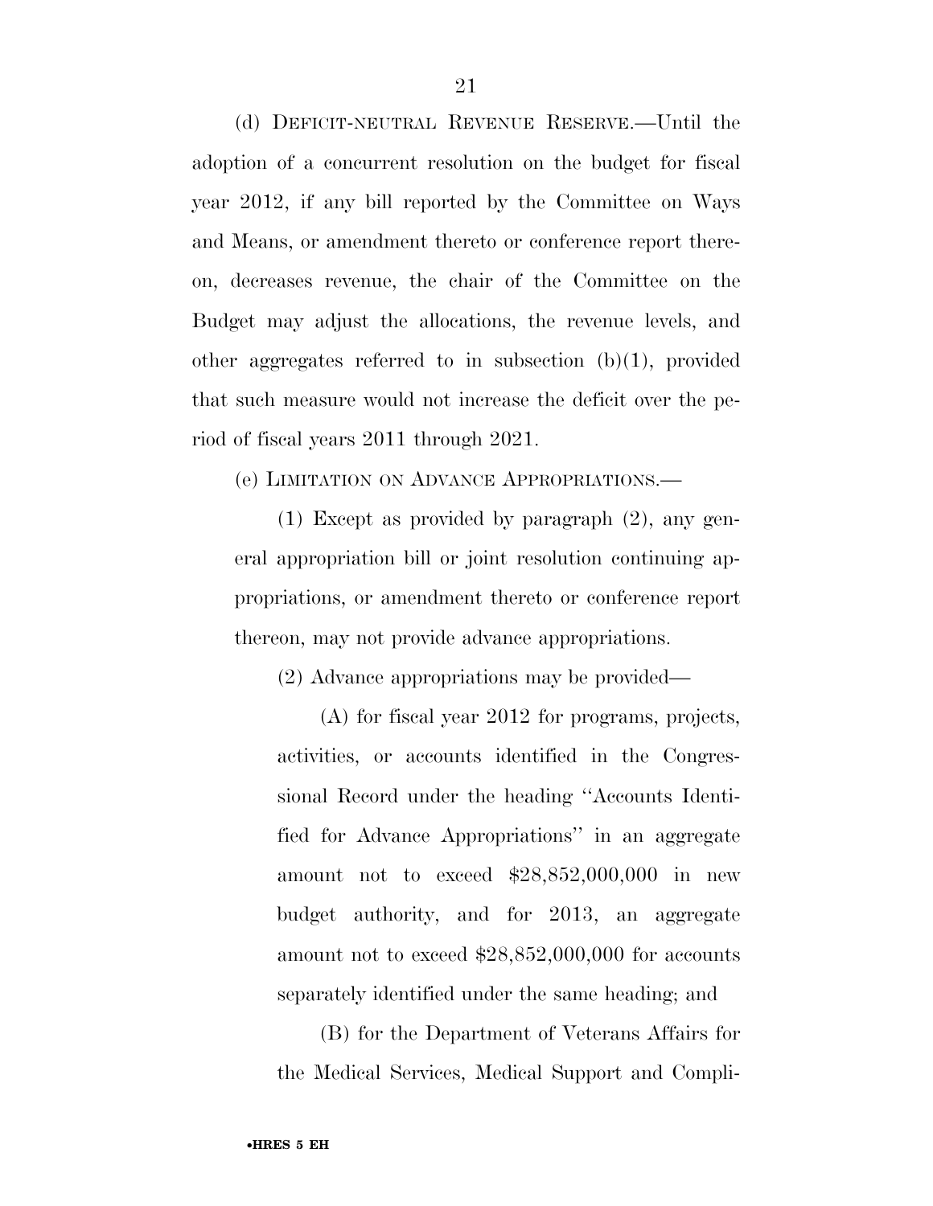(d) DEFICIT-NEUTRAL REVENUE RESERVE.—Until the adoption of a concurrent resolution on the budget for fiscal year 2012, if any bill reported by the Committee on Ways and Means, or amendment thereto or conference report thereon, decreases revenue, the chair of the Committee on the Budget may adjust the allocations, the revenue levels, and other aggregates referred to in subsection (b)(1), provided that such measure would not increase the deficit over the period of fiscal years 2011 through 2021.

(e) LIMITATION ON ADVANCE APPROPRIATIONS.—

(1) Except as provided by paragraph (2), any general appropriation bill or joint resolution continuing appropriations, or amendment thereto or conference report thereon, may not provide advance appropriations.

(2) Advance appropriations may be provided—

(A) for fiscal year 2012 for programs, projects, activities, or accounts identified in the Congressional Record under the heading "Accounts Identified for Advance Appropriations" in an aggregate amount not to exceed $28,852,000,000 in new budget authority, and for 2013, an aggregate amount not to exceed $28,852,000,000 for accounts separately identified under the same heading; and

(B) for the Department of Veterans Affairs for the Medical Services, Medical Support and Compli-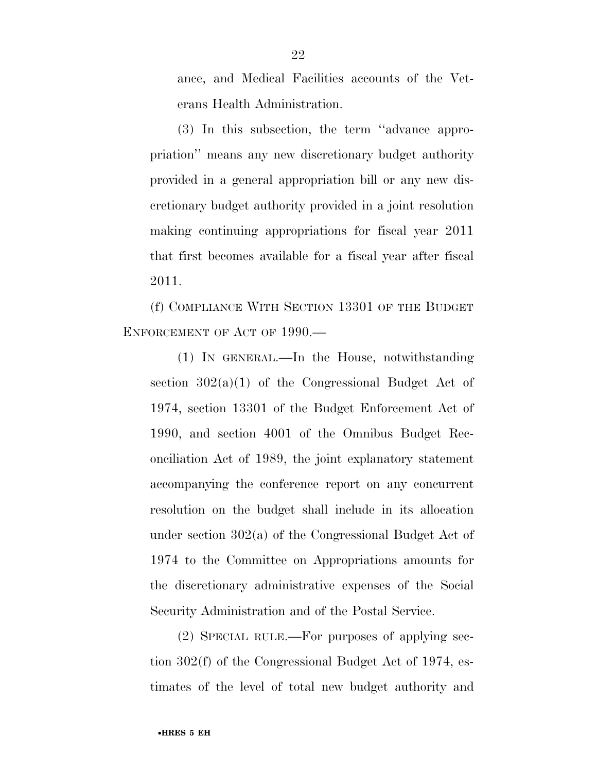ance, and Medical Facilities accounts of the Veterans Health Administration.

(3) In this subsection, the term ''advance appropriation'' means any new discretionary budget authority provided in a general appropriation bill or any new discretionary budget authority provided in a joint resolution making continuing appropriations for fiscal year 2011 that first becomes available for a fiscal year after fiscal 2011.

(f) COMPLIANCE WITH SECTION 13301 OF THE BUDGET ENFORCEMENT OF ACT OF 1990.—

(1) IN GENERAL.—In the House, notwithstanding section 302(a)(1) of the Congressional Budget Act of 1974, section 13301 of the Budget Enforcement Act of 1990, and section 4001 of the Omnibus Budget Reconciliation Act of 1989, the joint explanatory statement accompanying the conference report on any concurrent resolution on the budget shall include in its allocation under section 302(a) of the Congressional Budget Act of 1974 to the Committee on Appropriations amounts for the discretionary administrative expenses of the Social Security Administration and of the Postal Service.

(2) SPECIAL RULE.—For purposes of applying section 302(f) of the Congressional Budget Act of 1974, estimates of the level of total new budget authority and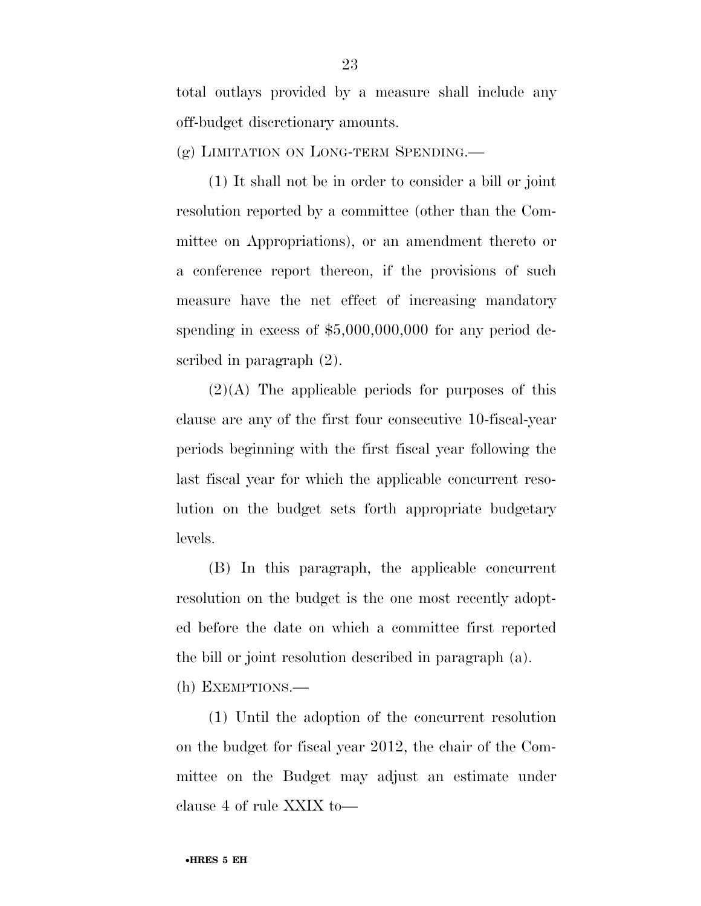total outlays provided by a measure shall include any off-budget discretionary amounts.

(g) LIMITATION ON LONG-TERM SPENDING.—

(1) It shall not be in order to consider a bill or joint resolution reported by a committee (other than the Committee on Appropriations), or an amendment thereto or a conference report thereon, if the provisions of such measure have the net effect of increasing mandatory spending in excess of $5,000,000,000 for any period described in paragraph (2).

(2)(A) The applicable periods for purposes of this clause are any of the first four consecutive 10-fiscal-year periods beginning with the first fiscal year following the last fiscal year for which the applicable concurrent resolution on the budget sets forth appropriate budgetary levels.

(B) In this paragraph, the applicable concurrent resolution on the budget is the one most recently adopted before the date on which a committee first reported the bill or joint resolution described in paragraph (a).

(h) EXEMPTIONS.—

(1) Until the adoption of the concurrent resolution on the budget for fiscal year 2012, the chair of the Committee on the Budget may adjust an estimate under clause 4 of rule XXIX to—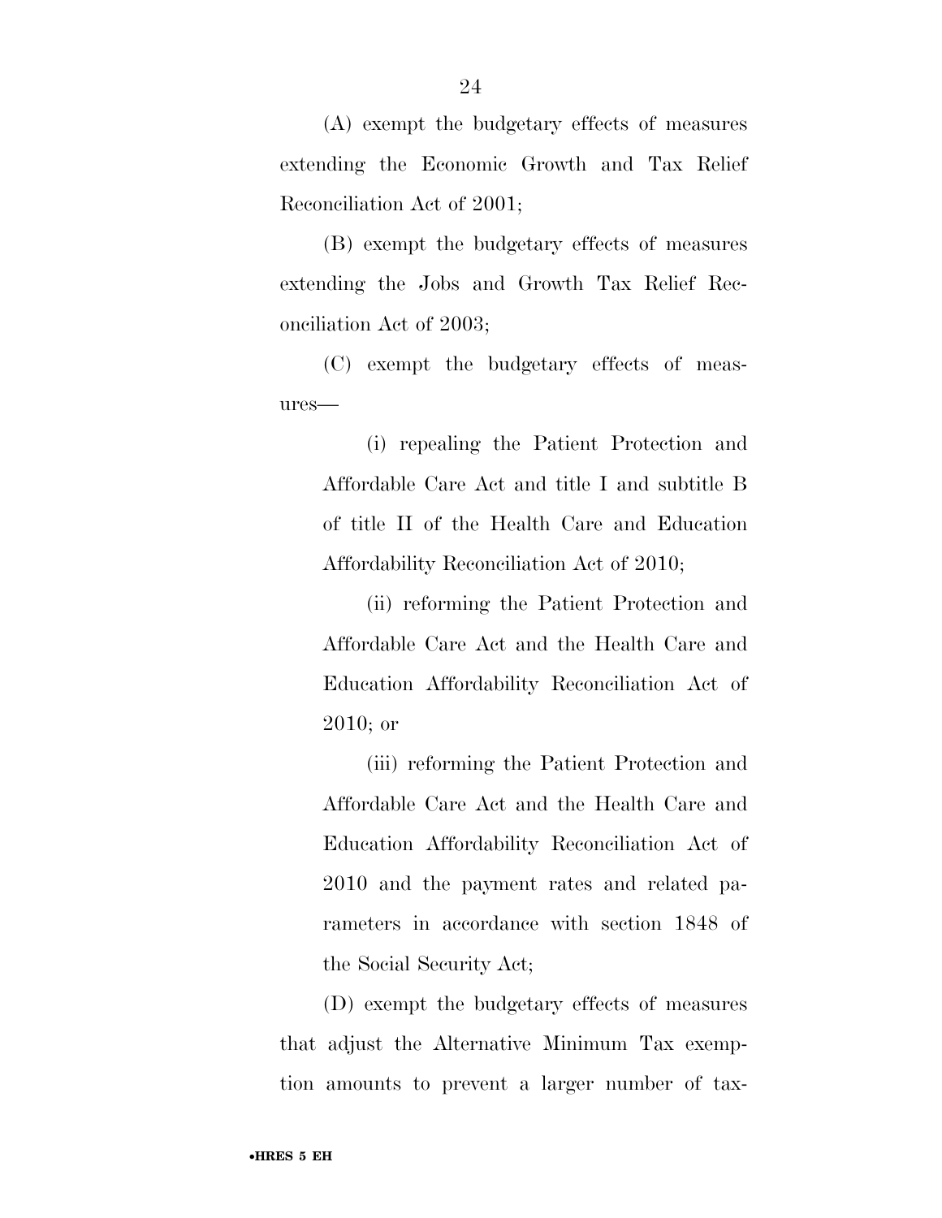(A) exempt the budgetary effects of measures extending the Economic Growth and Tax Relief Reconciliation Act of 2001;

(B) exempt the budgetary effects of measures extending the Jobs and Growth Tax Relief Reconciliation Act of 2003;

(C) exempt the budgetary effects of measures—

(i) repealing the Patient Protection and Affordable Care Act and title I and subtitle B of title II of the Health Care and Education Affordability Reconciliation Act of 2010;

(ii) reforming the Patient Protection and Affordable Care Act and the Health Care and Education Affordability Reconciliation Act of 2010; or

(iii) reforming the Patient Protection and Affordable Care Act and the Health Care and Education Affordability Reconciliation Act of 2010 and the payment rates and related parameters in accordance with section 1848 of the Social Security Act;

(D) exempt the budgetary effects of measures that adjust the Alternative Minimum Tax exemption amounts to prevent a larger number of tax-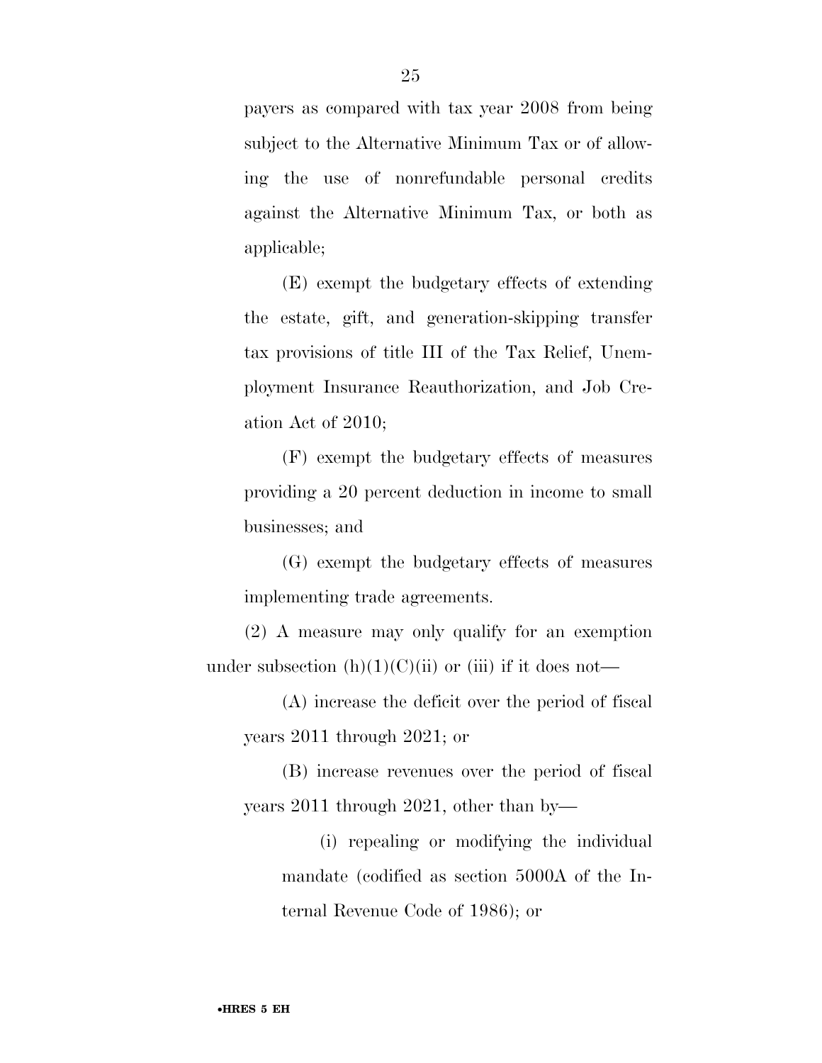payers as compared with tax year 2008 from being subject to the Alternative Minimum Tax or of allowing the use of nonrefundable personal credits against the Alternative Minimum Tax, or both as applicable;

(E) exempt the budgetary effects of extending the estate, gift, and generation-skipping transfer tax provisions of title III of the Tax Relief, Unemployment Insurance Reauthorization, and Job Creation Act of 2010;

(F) exempt the budgetary effects of measures providing a 20 percent deduction in income to small businesses; and

(G) exempt the budgetary effects of measures implementing trade agreements.

(2) A measure may only qualify for an exemption under subsection (h)(1)(C)(ii) or (iii) if it does not—

(A) increase the deficit over the period of fiscal years 2011 through 2021; or

(B) increase revenues over the period of fiscal years 2011 through 2021, other than by—

(i) repealing or modifying the individual mandate (codified as section 5000A of the Internal Revenue Code of 1986); or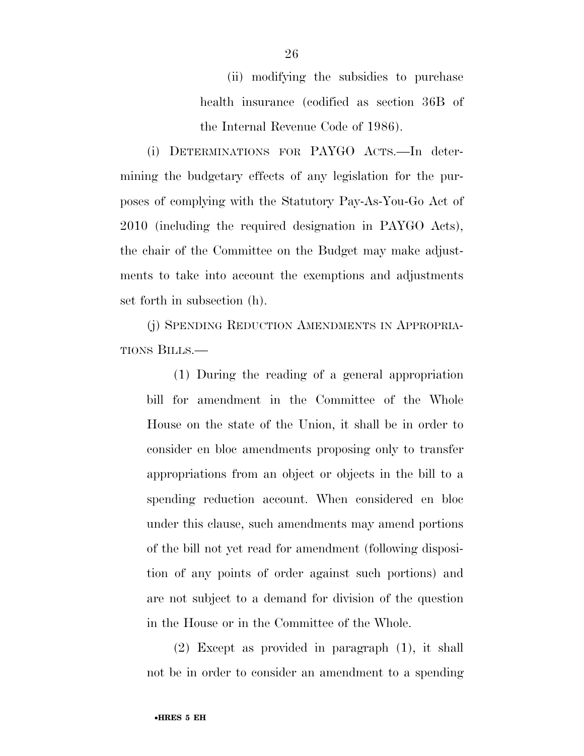(ii) modifying the subsidies to purchase health insurance (codified as section 36B of the Internal Revenue Code of 1986).

(i) DETERMINATIONS FOR PAYGO ACTS.—In determining the budgetary effects of any legislation for the purposes of complying with the Statutory Pay-As-You-Go Act of 2010 (including the required designation in PAYGO Acts), the chair of the Committee on the Budget may make adjustments to take into account the exemptions and adjustments set forth in subsection (h).

(j) SPENDING REDUCTION AMENDMENTS IN APPROPRIATIONS BILLS.—

(1) During the reading of a general appropriation bill for amendment in the Committee of the Whole House on the state of the Union, it shall be in order to consider en bloc amendments proposing only to transfer appropriations from an object or objects in the bill to a spending reduction account. When considered en bloc under this clause, such amendments may amend portions of the bill not yet read for amendment (following disposition of any points of order against such portions) and are not subject to a demand for division of the question in the House or in the Committee of the Whole.

(2) Except as provided in paragraph (1), it shall not be in order to consider an amendment to a spending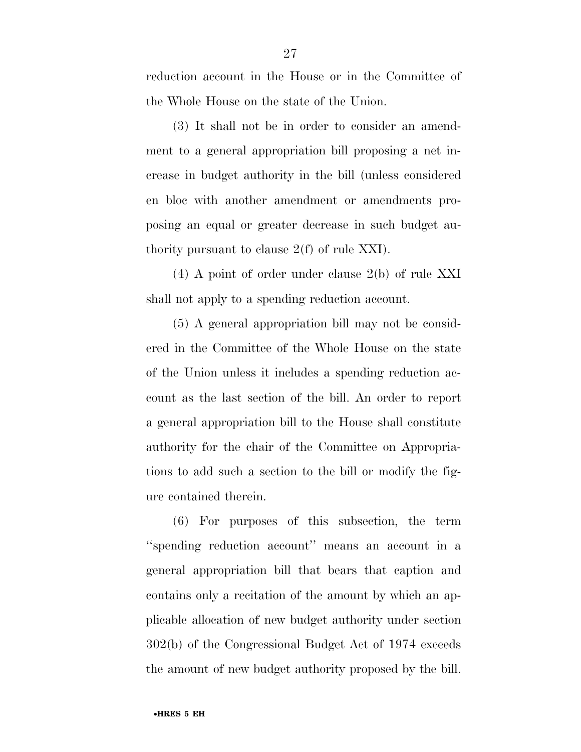reduction account in the House or in the Committee of the Whole House on the state of the Union.

(3) It shall not be in order to consider an amendment to a general appropriation bill proposing a net increase in budget authority in the bill (unless considered en bloc with another amendment or amendments proposing an equal or greater decrease in such budget authority pursuant to clause 2(f) of rule XXI).

(4) A point of order under clause 2(b) of rule XXI shall not apply to a spending reduction account.

(5) A general appropriation bill may not be considered in the Committee of the Whole House on the state of the Union unless it includes a spending reduction account as the last section of the bill. An order to report a general appropriation bill to the House shall constitute authority for the chair of the Committee on Appropriations to add such a section to the bill or modify the figure contained therein.

(6) For purposes of this subsection, the term ''spending reduction account'' means an account in a general appropriation bill that bears that caption and contains only a recitation of the amount by which an applicable allocation of new budget authority under section 302(b) of the Congressional Budget Act of 1974 exceeds the amount of new budget authority proposed by the bill.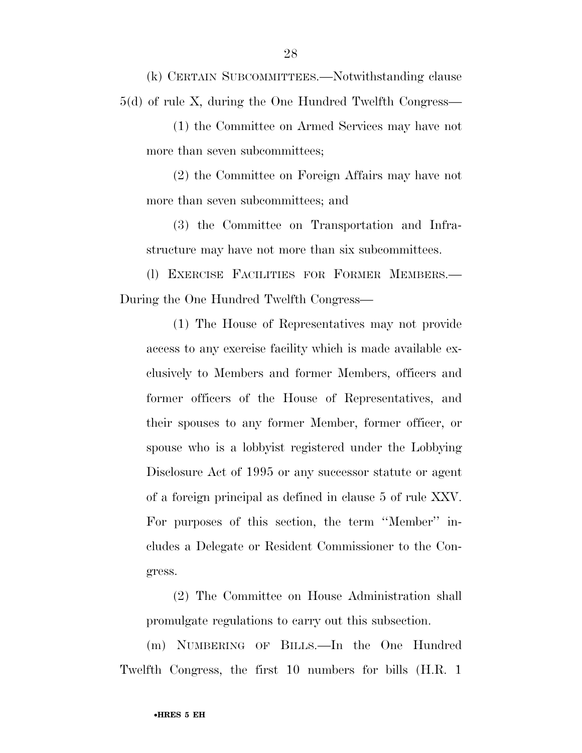(k) CERTAIN SUBCOMMITTEES.—Notwithstanding clause 5(d) of rule X, during the One Hundred Twelfth Congress—

(1) the Committee on Armed Services may have not more than seven subcommittees;

(2) the Committee on Foreign Affairs may have not more than seven subcommittees; and

(3) the Committee on Transportation and Infrastructure may have not more than six subcommittees.

(l) EXERCISE FACILITIES FOR FORMER MEMBERS.— During the One Hundred Twelfth Congress—

(1) The House of Representatives may not provide access to any exercise facility which is made available exclusively to Members and former Members, officers and former officers of the House of Representatives, and their spouses to any former Member, former officer, or spouse who is a lobbyist registered under the Lobbying Disclosure Act of 1995 or any successor statute or agent of a foreign principal as defined in clause 5 of rule XXV. For purposes of this section, the term ''Member'' includes a Delegate or Resident Commissioner to the Congress.

(2) The Committee on House Administration shall promulgate regulations to carry out this subsection.

(m) NUMBERING OF BILLS.—In the One Hundred Twelfth Congress, the first 10 numbers for bills (H.R. 1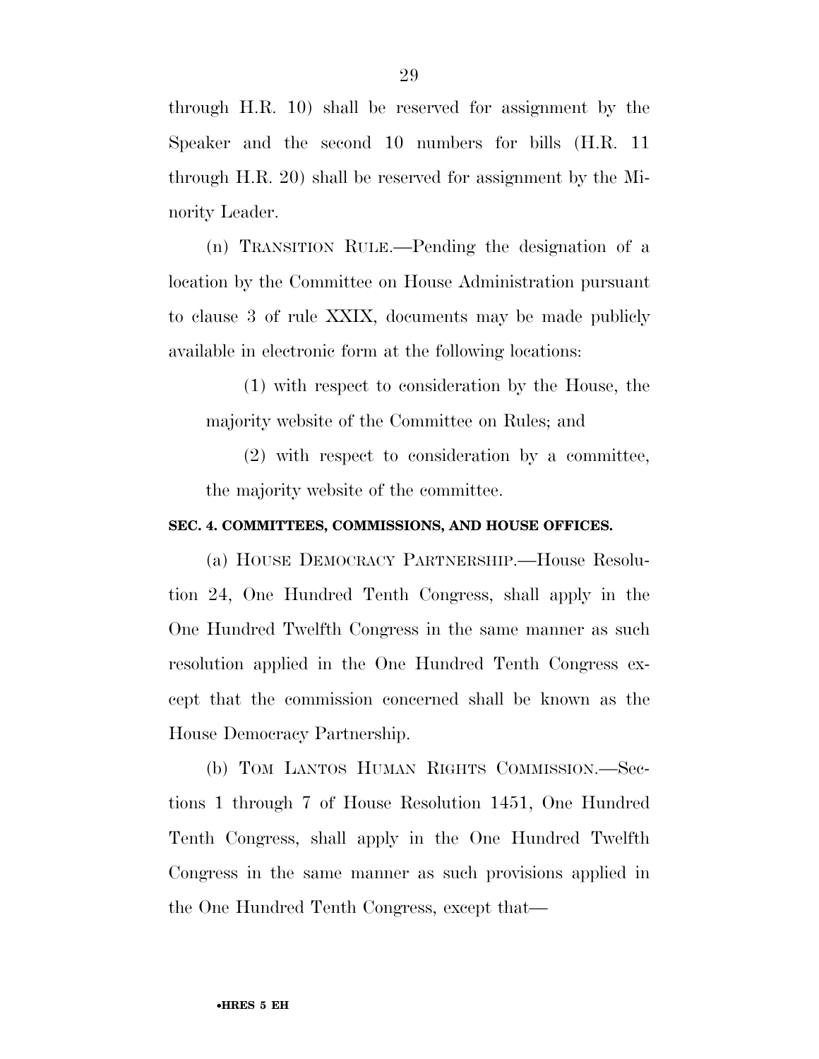through H.R. 10) shall be reserved for assignment by the Speaker and the second 10 numbers for bills (H.R. 11 through H.R. 20) shall be reserved for assignment by the Minority Leader.

(n) TRANSITION RULE.—Pending the designation of a location by the Committee on House Administration pursuant to clause 3 of rule XXIX, documents may be made publicly available in electronic form at the following locations:

(1) with respect to consideration by the House, the majority website of the Committee on Rules; and

(2) with respect to consideration by a committee, the majority website of the committee.

**SEC. 4. COMMITTEES, COMMISSIONS, AND HOUSE OFFICES.**

(a) HOUSE DEMOCRACY PARTNERSHIP.—House Resolution 24, One Hundred Tenth Congress, shall apply in the One Hundred Twelfth Congress in the same manner as such resolution applied in the One Hundred Tenth Congress except that the commission concerned shall be known as the House Democracy Partnership.

(b) TOM LANTOS HUMAN RIGHTS COMMISSION.—Sections 1 through 7 of House Resolution 1451, One Hundred Tenth Congress, shall apply in the One Hundred Twelfth Congress in the same manner as such provisions applied in the One Hundred Tenth Congress, except that—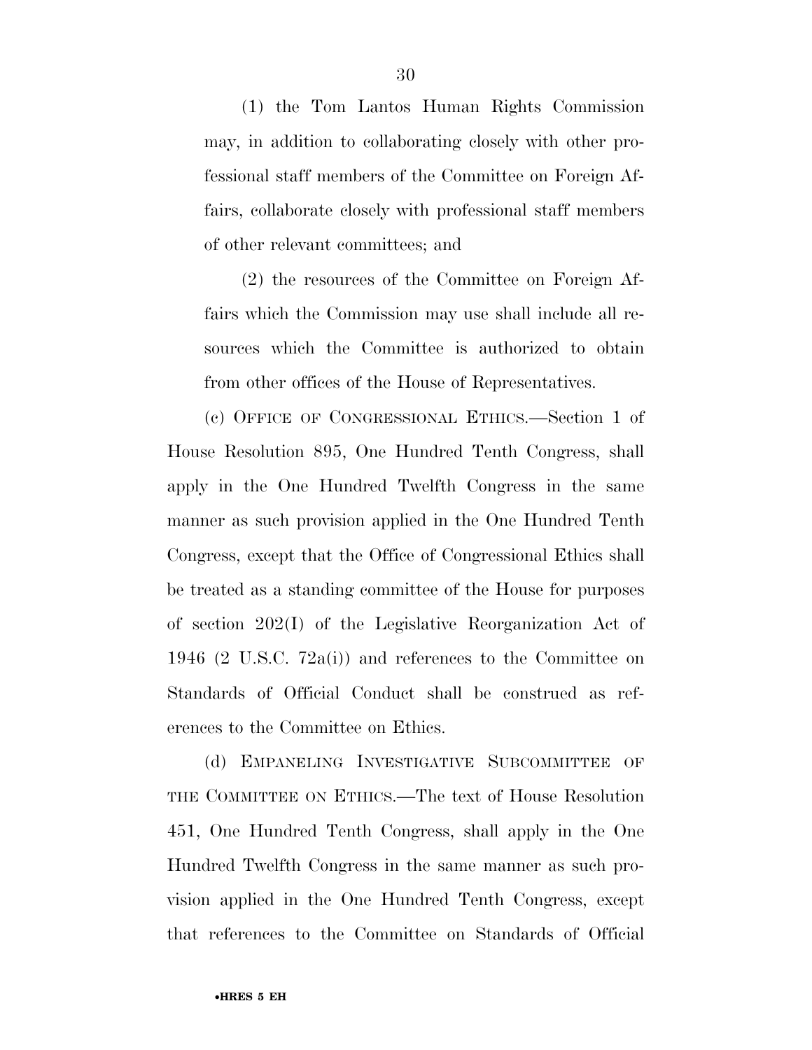(1) the Tom Lantos Human Rights Commission may, in addition to collaborating closely with other professional staff members of the Committee on Foreign Affairs, collaborate closely with professional staff members of other relevant committees; and

(2) the resources of the Committee on Foreign Affairs which the Commission may use shall include all resources which the Committee is authorized to obtain from other offices of the House of Representatives.

(c) OFFICE OF CONGRESSIONAL ETHICS.—Section 1 of House Resolution 895, One Hundred Tenth Congress, shall apply in the One Hundred Twelfth Congress in the same manner as such provision applied in the One Hundred Tenth Congress, except that the Office of Congressional Ethics shall be treated as a standing committee of the House for purposes of section 202(I) of the Legislative Reorganization Act of 1946 (2 U.S.C. 72a(i)) and references to the Committee on Standards of Official Conduct shall be construed as references to the Committee on Ethics.

(d) EMPANELING INVESTIGATIVE SUBCOMMITTEE OF THE COMMITTEE ON ETHICS.—The text of House Resolution 451, One Hundred Tenth Congress, shall apply in the One Hundred Twelfth Congress in the same manner as such provision applied in the One Hundred Tenth Congress, except that references to the Committee on Standards of Official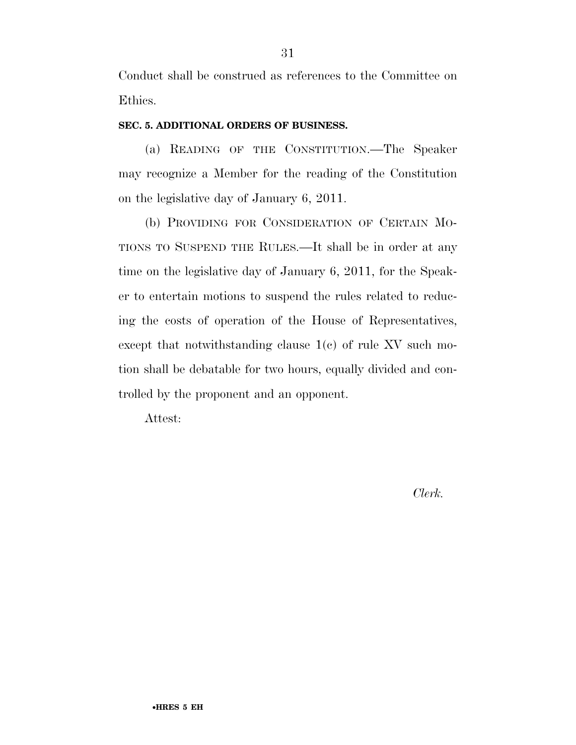Conduct shall be construed as references to the Committee on Ethics.

**SEC. 5. ADDITIONAL ORDERS OF BUSINESS.**

(a) READING OF THE CONSTITUTION.—The Speaker may recognize a Member for the reading of the Constitution on the legislative day of January 6, 2011.

(b) PROVIDING FOR CONSIDERATION OF CERTAIN MOTIONS TO SUSPEND THE RULES.—It shall be in order at any time on the legislative day of January 6, 2011, for the Speaker to entertain motions to suspend the rules related to reducing the costs of operation of the House of Representatives, except that notwithstanding clause 1(c) of rule XV such motion shall be debatable for two hours, equally divided and controlled by the proponent and an opponent.

Attest:

*Clerk.*